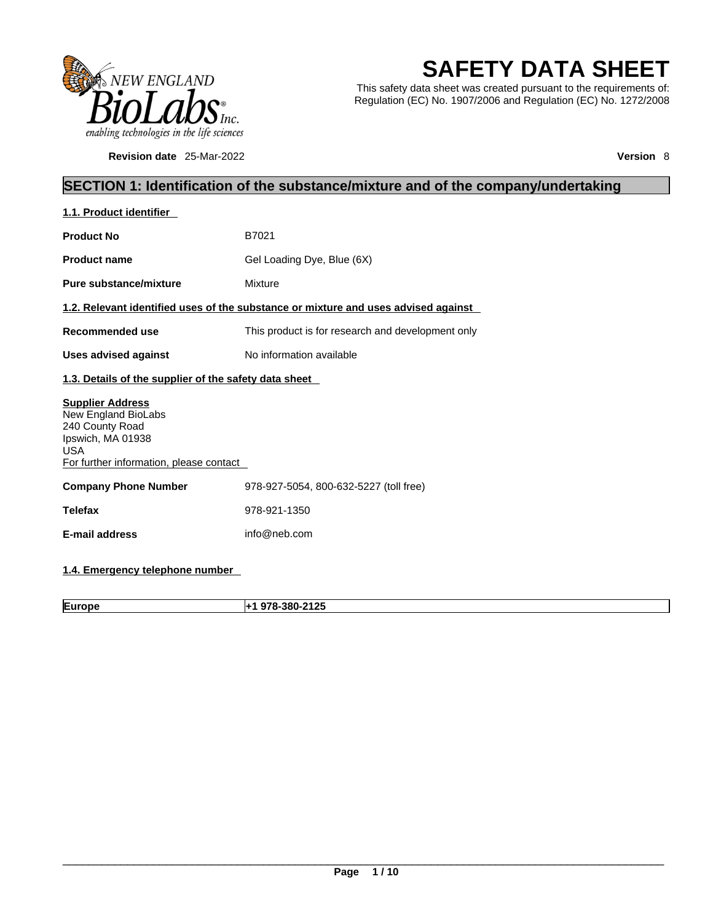# SAFETY DATA SHEET

This safety data sheet was created pursuant to the requirements of: Regulation (EC) No. 1907/2006 and Regulation (EC) No. 1272/2008

**Revision date** 25-Mar-2022 **Version** 8

## SECTION 1: Identification of the substance/mixture and of the company/undertaking

### 1.1. Product identifier

**Product No** B7021

**Product name** Gel Loading Dye, Blue (6X)

**Pure substance/mixture** Mixture

### 1.2. Relevant identified uses of the substance or mixture and uses advised against

**Recommended use** This product is for research and development only

**Uses advised against** No information available

### 1.3. Details of the supplier of the safety data sheet

**Supplier Address**
New England BioLabs
240 County Road
Ipswich, MA 01938
USA
For further information, please contact

**Company Phone Number** 978-927-5054, 800-632-5227 (toll free)

**Telefax** 978-921-1350

**E-mail address** info@neb.com

### 1.4. Emergency telephone number

| **Europe** | **+1 978-380-2125** |
|---|---|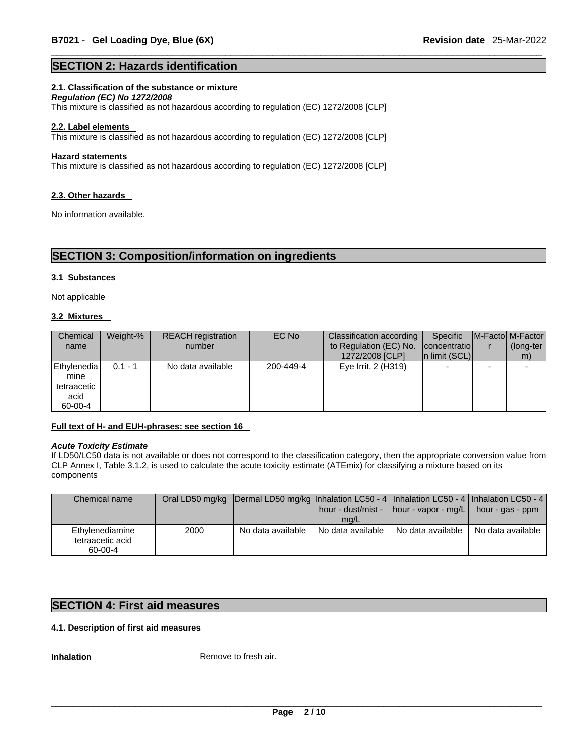## SECTION 2: Hazards identification

### 2.1. Classification of the substance or mixture

***Regulation (EC) No 1272/2008***

This mixture is classified as not hazardous according to regulation (EC) 1272/2008 [CLP]

### 2.2. Label elements

This mixture is classified as not hazardous according to regulation (EC) 1272/2008 [CLP]

**Hazard statements**

This mixture is classified as not hazardous according to regulation (EC) 1272/2008 [CLP]

### 2.3. Other hazards

No information available.

## SECTION 3: Composition/information on ingredients

### 3.1 Substances

Not applicable

### 3.2 Mixtures

| Chemical name | Weight-% | REACH registration number | EC No | Classification according to Regulation (EC) No. 1272/2008 [CLP] | Specific concentration limit (SCL) | M-Factor | M-Factor (long-term) |
|---|---|---|---|---|---|---|---|
| Ethylenediamine tetraacetic acid 60-00-4 | 0.1 - 1 | No data available | 200-449-4 | Eye Irrit. 2 (H319) | - | - | - |

**Full text of H- and EUH-phrases: see section 16**

***Acute Toxicity Estimate***

If LD50/LC50 data is not available or does not correspond to the classification category, then the appropriate conversion value from CLP Annex I, Table 3.1.2, is used to calculate the acute toxicity estimate (ATEmix) for classifying a mixture based on its components

| Chemical name | Oral LD50 mg/kg | Dermal LD50 mg/kg | Inhalation LC50 - 4 hour - dust/mist - mg/L | Inhalation LC50 - 4 hour - vapor - mg/L | Inhalation LC50 - 4 hour - gas - ppm |
|---|---|---|---|---|---|
| Ethylenediamine tetraacetic acid 60-00-4 | 2000 | No data available | No data available | No data available | No data available |

## SECTION 4: First aid measures

### 4.1. Description of first aid measures

**Inhalation** Remove to fresh air.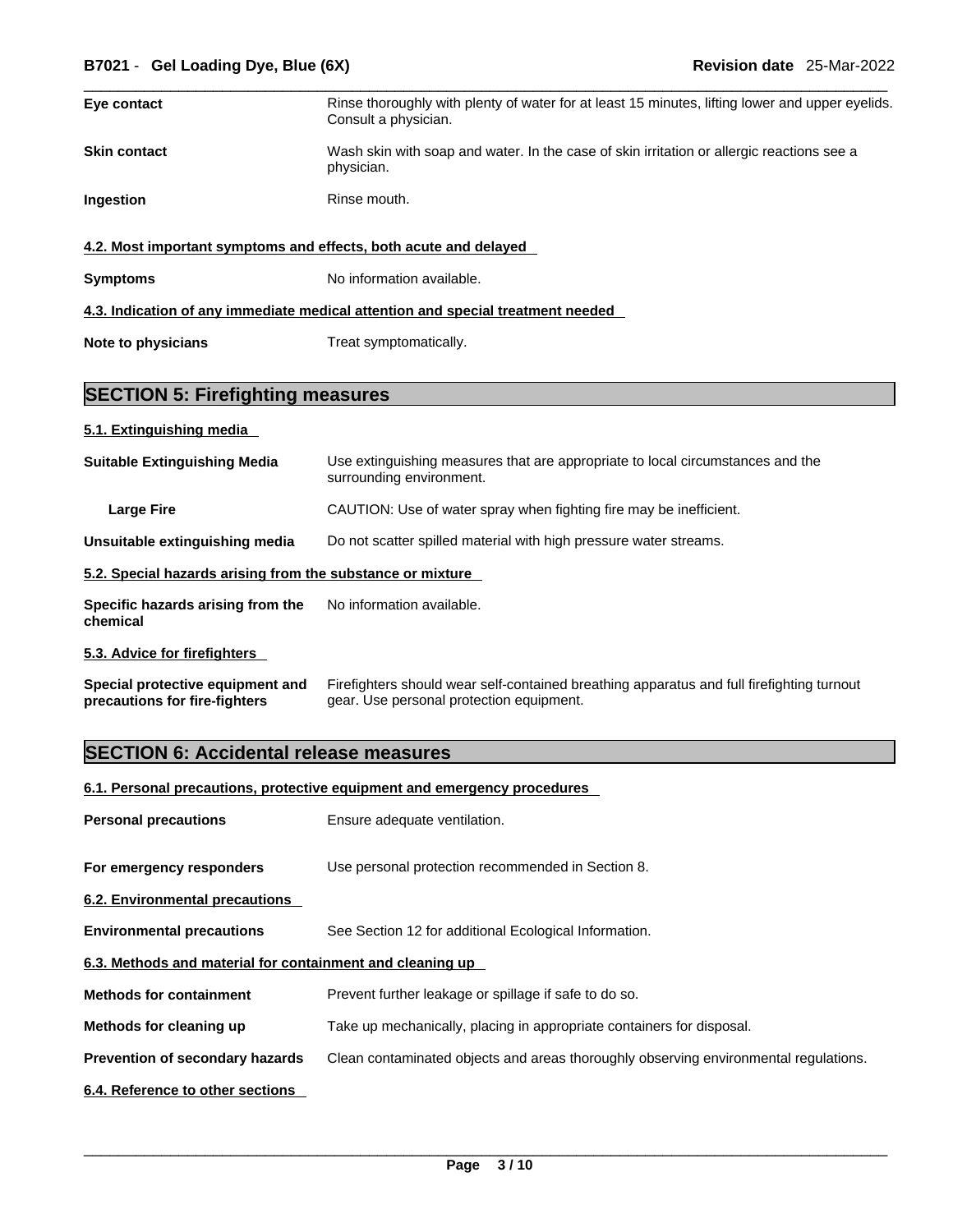| | |
|---|---|
| **Eye contact** | Rinse thoroughly with plenty of water for at least 15 minutes, lifting lower and upper eyelids. Consult a physician. |
| **Skin contact** | Wash skin with soap and water. In the case of skin irritation or allergic reactions see a physician. |
| **Ingestion** | Rinse mouth. |

### 4.2. Most important symptoms and effects, both acute and delayed

| | |
|---|---|
| **Symptoms** | No information available. |

### 4.3. Indication of any immediate medical attention and special treatment needed

| | |
|---|---|
| **Note to physicians** | Treat symptomatically. |

## SECTION 5: Firefighting measures

### 5.1. Extinguishing media

| | |
|---|---|
| **Suitable Extinguishing Media** | Use extinguishing measures that are appropriate to local circumstances and the surrounding environment. |
| **Large Fire** | CAUTION: Use of water spray when fighting fire may be inefficient. |
| **Unsuitable extinguishing media** | Do not scatter spilled material with high pressure water streams. |

### 5.2. Special hazards arising from the substance or mixture

| | |
|---|---|
| **Specific hazards arising from the chemical** | No information available. |

### 5.3. Advice for firefighters

| | |
|---|---|
| **Special protective equipment and precautions for fire-fighters** | Firefighters should wear self-contained breathing apparatus and full firefighting turnout gear. Use personal protection equipment. |

## SECTION 6: Accidental release measures

### 6.1. Personal precautions, protective equipment and emergency procedures

| | |
|---|---|
| **Personal precautions** | Ensure adequate ventilation. |
| **For emergency responders** | Use personal protection recommended in Section 8. |

### 6.2. Environmental precautions

| | |
|---|---|
| **Environmental precautions** | See Section 12 for additional Ecological Information. |

### 6.3. Methods and material for containment and cleaning up

| | |
|---|---|
| **Methods for containment** | Prevent further leakage or spillage if safe to do so. |
| **Methods for cleaning up** | Take up mechanically, placing in appropriate containers for disposal. |
| **Prevention of secondary hazards** | Clean contaminated objects and areas thoroughly observing environmental regulations. |

### 6.4. Reference to other sections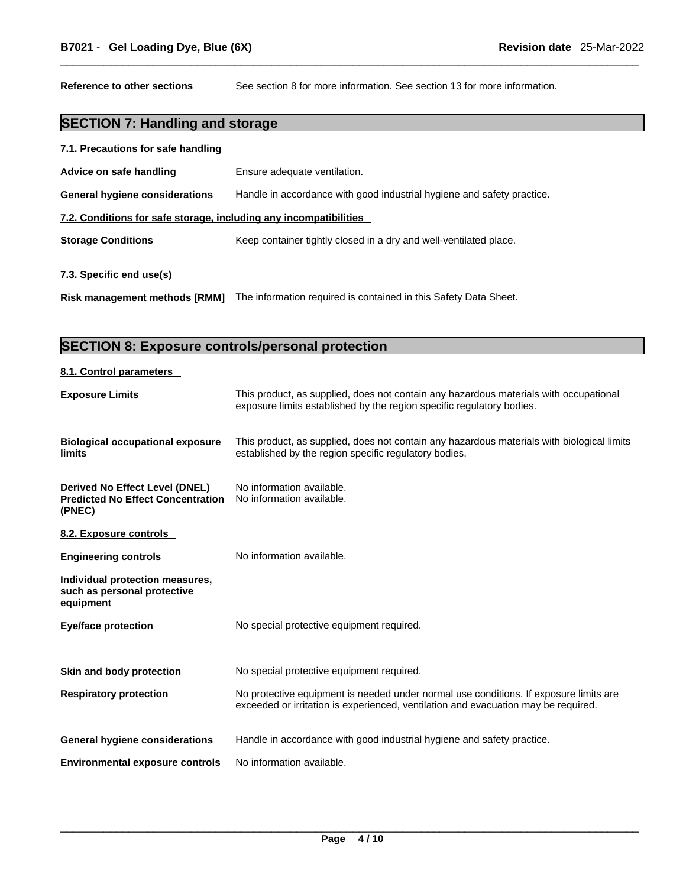**Reference to other sections** See section 8 for more information. See section 13 for more information.

## SECTION 7: Handling and storage

### 7.1. Precautions for safe handling

**Advice on safe handling** Ensure adequate ventilation.

**General hygiene considerations** Handle in accordance with good industrial hygiene and safety practice.

### 7.2. Conditions for safe storage, including any incompatibilities

**Storage Conditions** Keep container tightly closed in a dry and well-ventilated place.

### 7.3. Specific end use(s)

**Risk management methods [RMM]** The information required is contained in this Safety Data Sheet.

## SECTION 8: Exposure controls/personal protection

### 8.1. Control parameters

**Exposure Limits** This product, as supplied, does not contain any hazardous materials with occupational exposure limits established by the region specific regulatory bodies.

**Biological occupational exposure limits** This product, as supplied, does not contain any hazardous materials with biological limits established by the region specific regulatory bodies.

**Derived No Effect Level (DNEL)** No information available.

**Predicted No Effect Concentration (PNEC)** No information available.

### 8.2. Exposure controls

**Engineering controls** No information available.

**Individual protection measures, such as personal protective equipment**

**Eye/face protection** No special protective equipment required.

**Skin and body protection** No special protective equipment required.

**Respiratory protection** No protective equipment is needed under normal use conditions. If exposure limits are exceeded or irritation is experienced, ventilation and evacuation may be required.

**General hygiene considerations** Handle in accordance with good industrial hygiene and safety practice.

**Environmental exposure controls** No information available.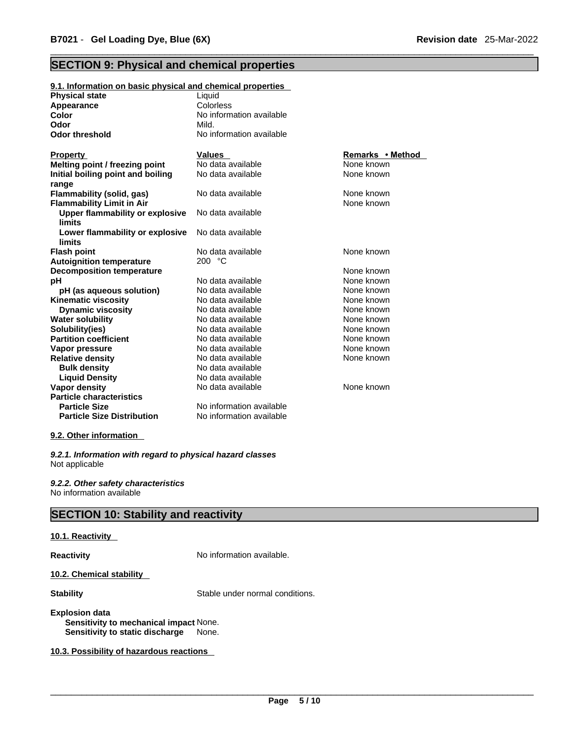## SECTION 9: Physical and chemical properties

### 9.1. Information on basic physical and chemical properties

| | |
|---|---|
| **Physical state** | Liquid |
| **Appearance** | Colorless |
| **Color** | No information available |
| **Odor** | Mild. |
| **Odor threshold** | No information available |

| Property | Values | Remarks • Method |
|---|---|---|
| **Melting point / freezing point** | No data available | None known |
| **Initial boiling point and boiling range** | No data available | None known |
| **Flammability (solid, gas)** | No data available | None known |
| **Flammability Limit in Air** | | None known |
| **Upper flammability or explosive limits** | No data available | |
| **Lower flammability or explosive limits** | No data available | |
| **Flash point** | No data available | None known |
| **Autoignition temperature** | 200 °C | |
| **Decomposition temperature** | | None known |
| **pH** | No data available | None known |
| **pH (as aqueous solution)** | No data available | None known |
| **Kinematic viscosity** | No data available | None known |
| **Dynamic viscosity** | No data available | None known |
| **Water solubility** | No data available | None known |
| **Solubility(ies)** | No data available | None known |
| **Partition coefficient** | No data available | None known |
| **Vapor pressure** | No data available | None known |
| **Relative density** | No data available | None known |
| **Bulk density** | No data available | |
| **Liquid Density** | No data available | |
| **Vapor density** | No data available | None known |
| **Particle characteristics** | | |
| **Particle Size** | No information available | |
| **Particle Size Distribution** | No information available | |

### 9.2. Other information

***9.2.1. Information with regard to physical hazard classes***
Not applicable

***9.2.2. Other safety characteristics***
No information available

## SECTION 10: Stability and reactivity

### 10.1. Reactivity

**Reactivity** No information available.

### 10.2. Chemical stability

**Stability** Stable under normal conditions.

**Explosion data**
**Sensitivity to mechanical impact** None.
**Sensitivity to static discharge** None.

### 10.3. Possibility of hazardous reactions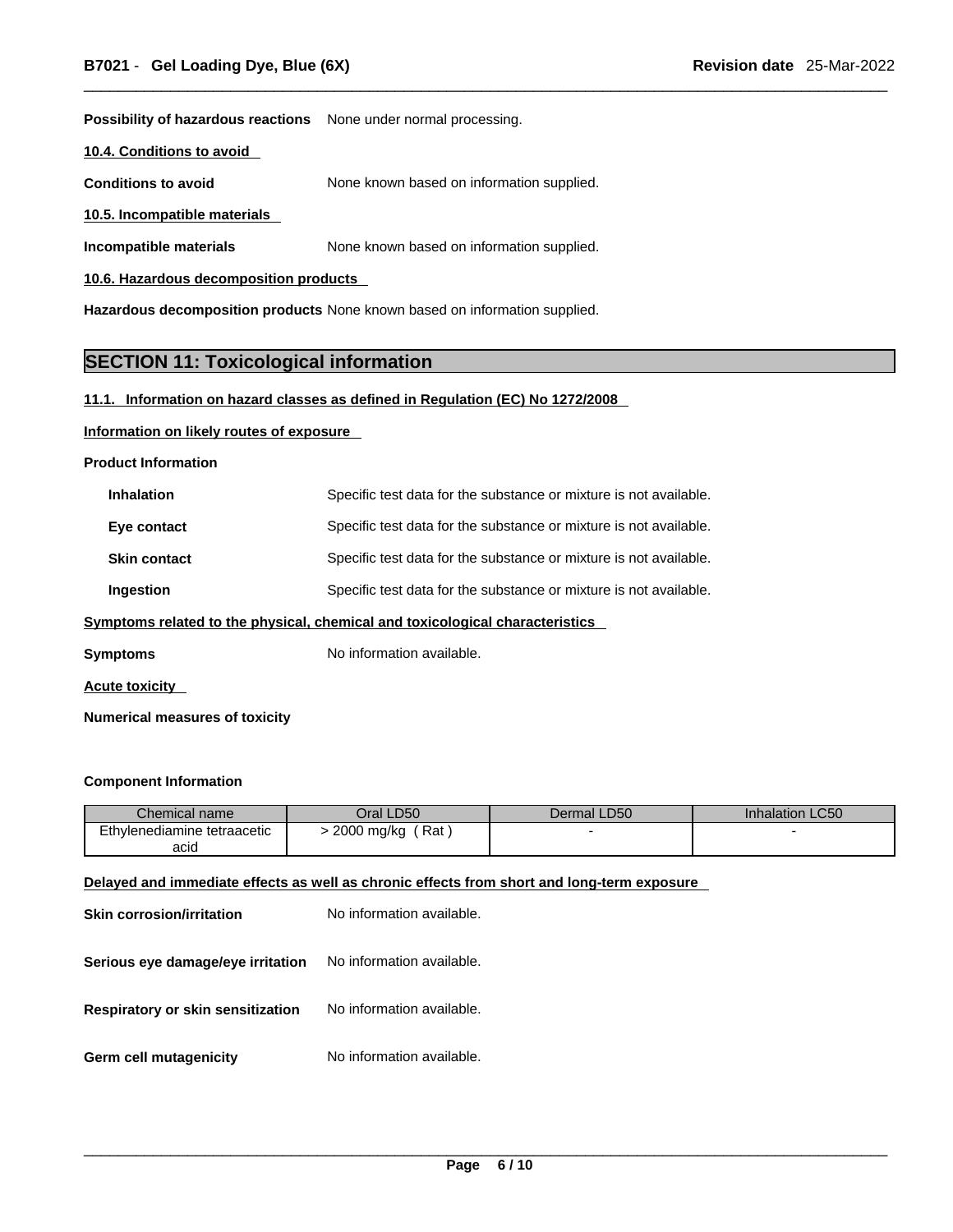**Possibility of hazardous reactions** None under normal processing.

**10.4. Conditions to avoid**

**Conditions to avoid** None known based on information supplied.

**10.5. Incompatible materials**

**Incompatible materials** None known based on information supplied.

**10.6. Hazardous decomposition products**

**Hazardous decomposition products** None known based on information supplied.

## SECTION 11: Toxicological information

**11.1. Information on hazard classes as defined in Regulation (EC) No 1272/2008**

**Information on likely routes of exposure**

**Product Information**

**Inhalation** Specific test data for the substance or mixture is not available.

**Eye contact** Specific test data for the substance or mixture is not available.

**Skin contact** Specific test data for the substance or mixture is not available.

**Ingestion** Specific test data for the substance or mixture is not available.

**Symptoms related to the physical, chemical and toxicological characteristics**

**Symptoms** No information available.

**Acute toxicity**

**Numerical measures of toxicity**

**Component Information**

| Chemical name | Oral LD50 | Dermal LD50 | Inhalation LC50 |
| --- | --- | --- | --- |
| Ethylenediamine tetraacetic acid | > 2000 mg/kg ( Rat ) | - | - |

**Delayed and immediate effects as well as chronic effects from short and long-term exposure**

**Skin corrosion/irritation** No information available.

**Serious eye damage/eye irritation** No information available.

**Respiratory or skin sensitization** No information available.

**Germ cell mutagenicity** No information available.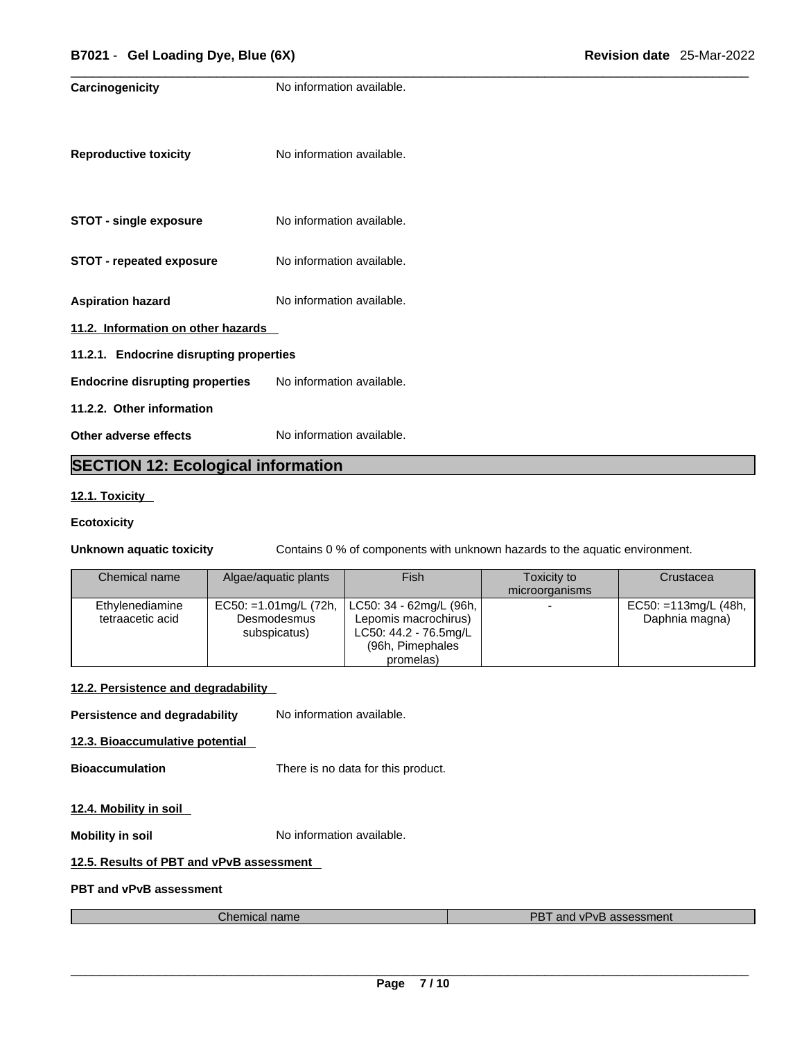**Carcinogenicity** No information available.

**Reproductive toxicity** No information available.

**STOT - single exposure** No information available.

**STOT - repeated exposure** No information available.

**Aspiration hazard** No information available.

**11.2. Information on other hazards**

**11.2.1. Endocrine disrupting properties**

**Endocrine disrupting properties** No information available.

**11.2.2. Other information**

**Other adverse effects** No information available.

## SECTION 12: Ecological information

**12.1. Toxicity**

**Ecotoxicity**

**Unknown aquatic toxicity** Contains 0 % of components with unknown hazards to the aquatic environment.

| Chemical name | Algae/aquatic plants | Fish | Toxicity to microorganisms | Crustacea |
|---|---|---|---|---|
| Ethylenediamine tetraacetic acid | EC50: =1.01mg/L (72h, Desmodesmus subspicatus) | LC50: 34 - 62mg/L (96h, Lepomis macrochirus) LC50: 44.2 - 76.5mg/L (96h, Pimephales promelas) | - | EC50: =113mg/L (48h, Daphnia magna) |

**12.2. Persistence and degradability**

**Persistence and degradability** No information available.

**12.3. Bioaccumulative potential**

**Bioaccumulation** There is no data for this product.

**12.4. Mobility in soil**

**Mobility in soil** No information available.

**12.5. Results of PBT and vPvB assessment**

**PBT and vPvB assessment**

| Chemical name | PBT and vPvB assessment |
|---|---|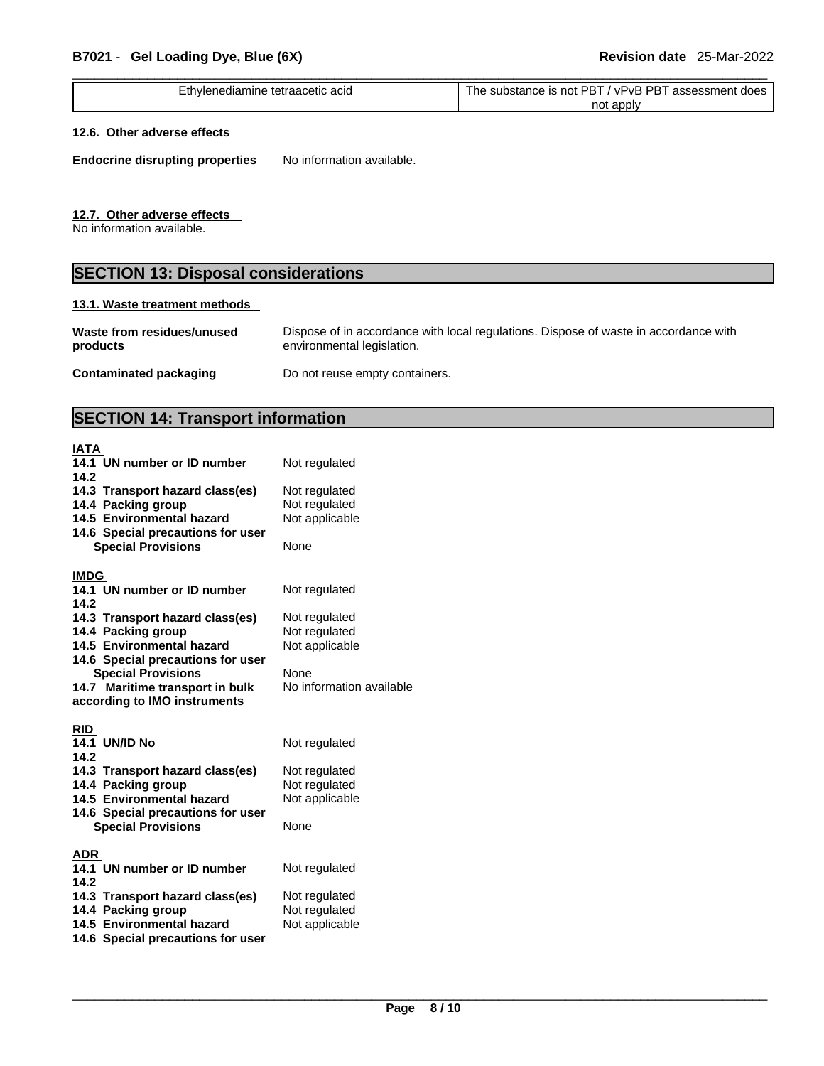| Ethylenediamine tetraacetic acid | The substance is not PBT / vPvB PBT assessment does not apply |
|---|---|

**12.6. Other adverse effects**

**Endocrine disrupting properties** No information available.

**12.7. Other adverse effects**

No information available.

## SECTION 13: Disposal considerations

**13.1. Waste treatment methods**

**Waste from residues/unused products** Dispose of in accordance with local regulations. Dispose of waste in accordance with environmental legislation.

**Contaminated packaging** Do not reuse empty containers.

## SECTION 14: Transport information

**IATA**

**14.1 UN number or ID number** Not regulated
**14.2**
**14.3 Transport hazard class(es)** Not regulated
**14.4 Packing group** Not regulated
**14.5 Environmental hazard** Not applicable
**14.6 Special precautions for user**
**Special Provisions** None

**IMDG**

**14.1 UN number or ID number** Not regulated
**14.2**
**14.3 Transport hazard class(es)** Not regulated
**14.4 Packing group** Not regulated
**14.5 Environmental hazard** Not applicable
**14.6 Special precautions for user**
**Special Provisions** None
**14.7 Maritime transport in bulk according to IMO instruments** No information available

**RID**

**14.1 UN/ID No** Not regulated
**14.2**
**14.3 Transport hazard class(es)** Not regulated
**14.4 Packing group** Not regulated
**14.5 Environmental hazard** Not applicable
**14.6 Special precautions for user**
**Special Provisions** None

**ADR**

**14.1 UN number or ID number** Not regulated
**14.2**
**14.3 Transport hazard class(es)** Not regulated
**14.4 Packing group** Not regulated
**14.5 Environmental hazard** Not applicable
**14.6 Special precautions for user**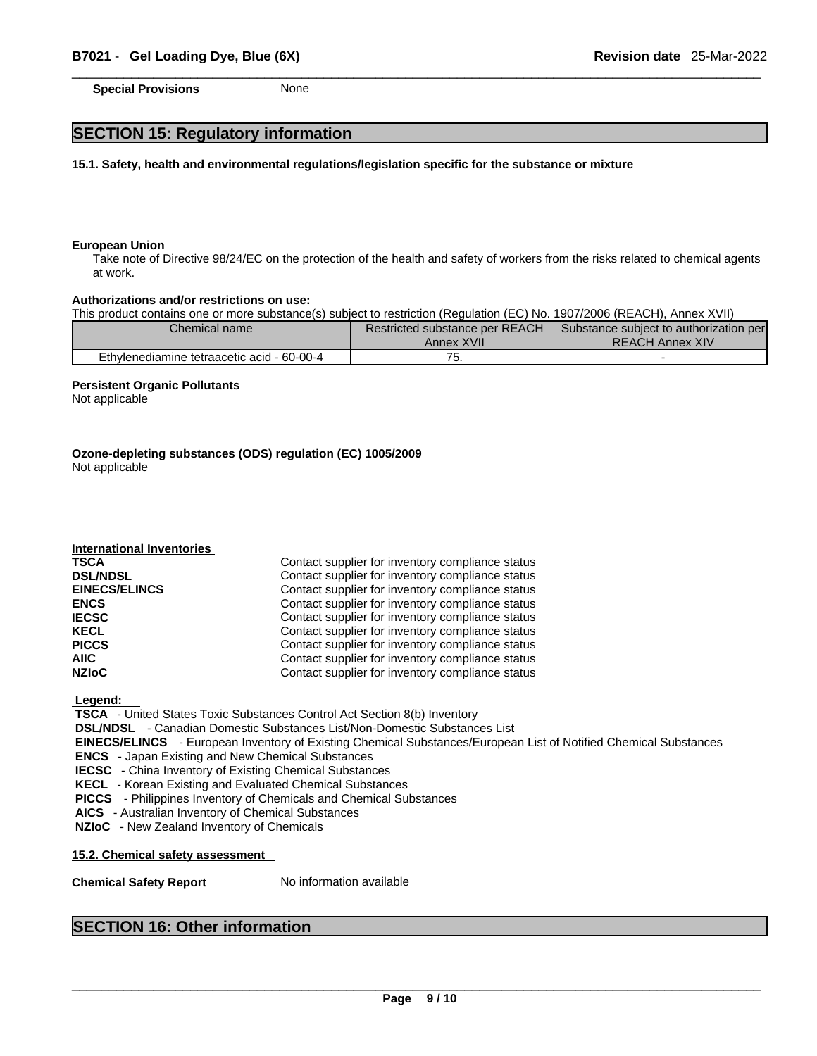**Special Provisions** None

## SECTION 15: Regulatory information

### 15.1. Safety, health and environmental regulations/legislation specific for the substance or mixture

**European Union**

Take note of Directive 98/24/EC on the protection of the health and safety of workers from the risks related to chemical agents at work.

**Authorizations and/or restrictions on use:**

This product contains one or more substance(s) subject to restriction (Regulation (EC) No. 1907/2006 (REACH), Annex XVII)

| Chemical name | Restricted substance per REACH Annex XVII | Substance subject to authorization per REACH Annex XIV |
|---|---|---|
| Ethylenediamine tetraacetic acid - 60-00-4 | 75. | - |

**Persistent Organic Pollutants**

Not applicable

**Ozone-depleting substances (ODS) regulation (EC) 1005/2009**

Not applicable

**International Inventories**

| | |
|---|---|
| **TSCA** | Contact supplier for inventory compliance status |
| **DSL/NDSL** | Contact supplier for inventory compliance status |
| **EINECS/ELINCS** | Contact supplier for inventory compliance status |
| **ENCS** | Contact supplier for inventory compliance status |
| **IECSC** | Contact supplier for inventory compliance status |
| **KECL** | Contact supplier for inventory compliance status |
| **PICCS** | Contact supplier for inventory compliance status |
| **AIIC** | Contact supplier for inventory compliance status |
| **NZIoC** | Contact supplier for inventory compliance status |

**Legend:**

**TSCA** - United States Toxic Substances Control Act Section 8(b) Inventory
**DSL/NDSL** - Canadian Domestic Substances List/Non-Domestic Substances List
**EINECS/ELINCS** - European Inventory of Existing Chemical Substances/European List of Notified Chemical Substances
**ENCS** - Japan Existing and New Chemical Substances
**IECSC** - China Inventory of Existing Chemical Substances
**KECL** - Korean Existing and Evaluated Chemical Substances
**PICCS** - Philippines Inventory of Chemicals and Chemical Substances
**AICS** - Australian Inventory of Chemical Substances
**NZIoC** - New Zealand Inventory of Chemicals

### 15.2. Chemical safety assessment

**Chemical Safety Report** No information available

## SECTION 16: Other information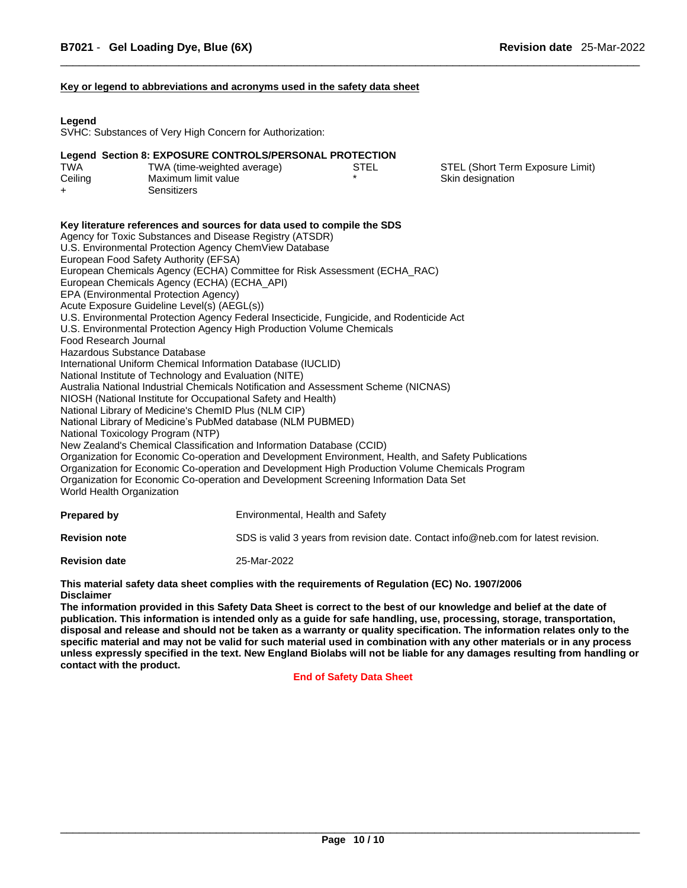## Key or legend to abbreviations and acronyms used in the safety data sheet

**Legend**
SVHC: Substances of Very High Concern for Authorization:

**Legend Section 8: EXPOSURE CONTROLS/PERSONAL PROTECTION**

| | | | |
|---|---|---|---|
| TWA | TWA (time-weighted average) | STEL | STEL (Short Term Exposure Limit) |
| Ceiling | Maximum limit value | * | Skin designation |
| + | Sensitizers | | |

**Key literature references and sources for data used to compile the SDS**
Agency for Toxic Substances and Disease Registry (ATSDR)
U.S. Environmental Protection Agency ChemView Database
European Food Safety Authority (EFSA)
European Chemicals Agency (ECHA) Committee for Risk Assessment (ECHA_RAC)
European Chemicals Agency (ECHA) (ECHA_API)
EPA (Environmental Protection Agency)
Acute Exposure Guideline Level(s) (AEGL(s))
U.S. Environmental Protection Agency Federal Insecticide, Fungicide, and Rodenticide Act
U.S. Environmental Protection Agency High Production Volume Chemicals
Food Research Journal
Hazardous Substance Database
International Uniform Chemical Information Database (IUCLID)
National Institute of Technology and Evaluation (NITE)
Australia National Industrial Chemicals Notification and Assessment Scheme (NICNAS)
NIOSH (National Institute for Occupational Safety and Health)
National Library of Medicine's ChemID Plus (NLM CIP)
National Library of Medicine's PubMed database (NLM PUBMED)
National Toxicology Program (NTP)
New Zealand's Chemical Classification and Information Database (CCID)
Organization for Economic Co-operation and Development Environment, Health, and Safety Publications
Organization for Economic Co-operation and Development High Production Volume Chemicals Program
Organization for Economic Co-operation and Development Screening Information Data Set
World Health Organization

**Prepared by** Environmental, Health and Safety

**Revision note** SDS is valid 3 years from revision date. Contact info@neb.com for latest revision.

**Revision date** 25-Mar-2022

**This material safety data sheet complies with the requirements of Regulation (EC) No. 1907/2006**
**Disclaimer**
**The information provided in this Safety Data Sheet is correct to the best of our knowledge and belief at the date of publication. This information is intended only as a guide for safe handling, use, processing, storage, transportation, disposal and release and should not be taken as a warranty or quality specification. The information relates only to the specific material and may not be valid for such material used in combination with any other materials or in any process unless expressly specified in the text. New England Biolabs will not be liable for any damages resulting from handling or contact with the product.**

**End of Safety Data Sheet**